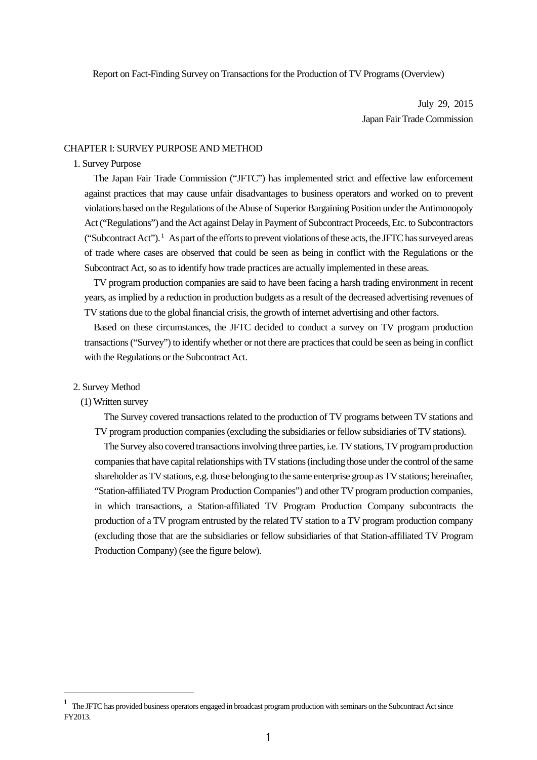Report on Fact-Finding Survey on Transactions for the Production of TV Programs (Overview)

July 29, 2015

Japan Fair Trade Commission

## CHAPTER I: SURVEY PURPOSE AND METHOD

### 1. Survey Purpose

The Japan Fair Trade Commission ("JFTC") has implemented strict and effective law enforcement against practices that may cause unfair disadvantages to business operators and worked on to prevent violations based on the Regulations of the Abuse of Superior Bargaining Position under the Antimonopoly Act ("Regulations") and the Act against Delay in Payment of Subcontract Proceeds, Etc. to Subcontractors ("Subcontract Act").[1] As part of the efforts to prevent violations of these acts, the JFTC has surveyed areas of trade where cases are observed that could be seen as being in conflict with the Regulations or the Subcontract Act, so as to identify how trade practices are actually implemented in these areas.

TV program production companies are said to have been facing a harsh trading environment in recent years, as implied by a reduction in production budgets as a result of the decreased advertising revenues of TV stations due to the global financial crisis, the growth of internet advertising and other factors.

Based on these circumstances, the JFTC decided to conduct a survey on TV program production transactions ("Survey") to identify whether or not there are practices that could be seen as being in conflict with the Regulations or the Subcontract Act.

### 2. Survey Method

#### (1) Written survey

The Survey covered transactions related to the production of TV programs between TV stations and TV program production companies (excluding the subsidiaries or fellow subsidiaries of TV stations).

The Survey also covered transactions involving three parties, i.e. TV stations, TV program production companies that have capital relationships with TV stations (including those under the control of the same shareholder as TV stations, e.g. those belonging to the same enterprise group as TV stations; hereinafter, "Station-affiliated TV Program Production Companies") and other TV program production companies, in which transactions, a Station-affiliated TV Program Production Company subcontracts the production of a TV program entrusted by the related TV station to a TV program production company (excluding those that are the subsidiaries or fellow subsidiaries of that Station-affiliated TV Program Production Company) (see the figure below).

---

[1] The JFTC has provided business operators engaged in broadcast program production with seminars on the Subcontract Act since FY2013.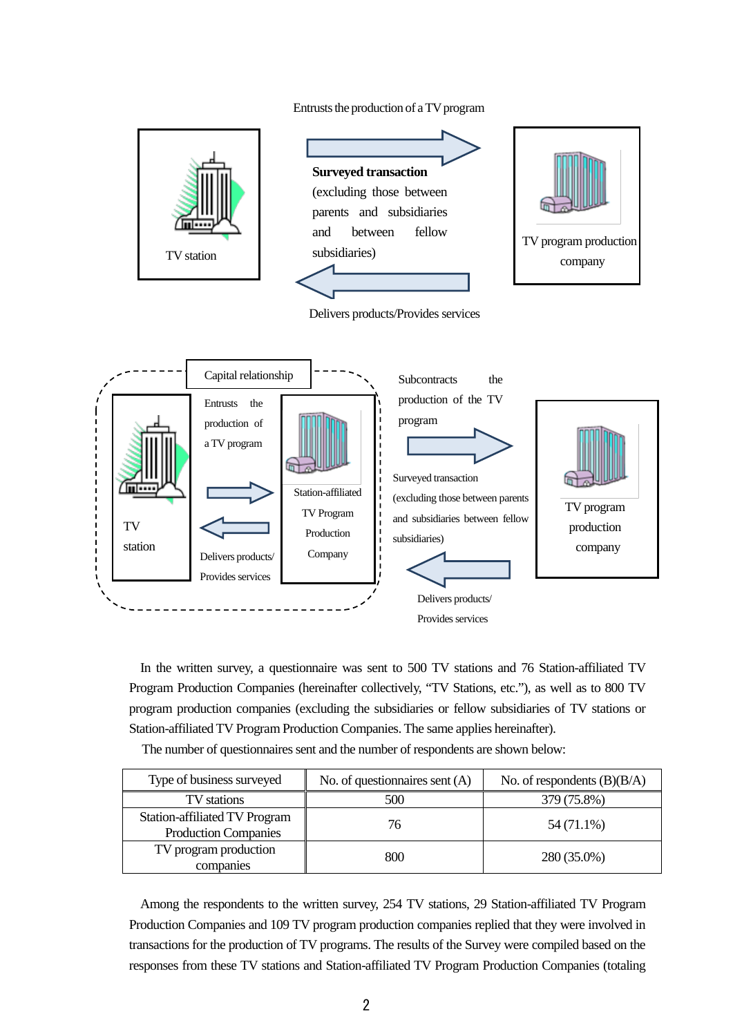Entrusts the production of a TV program

TV station

**Surveyed transaction**
(excluding those between parents and subsidiaries and between fellow subsidiaries)

TV program production company

Delivers products/Provides services

Capital relationship

TV station

Entrusts the production of a TV program

Delivers products/ Provides services

Station-affiliated TV Program Production Company

Subcontracts the production of the TV program

Surveyed transaction (excluding those between parents and subsidiaries between fellow subsidiaries)

Delivers products/ Provides services

TV program production company

In the written survey, a questionnaire was sent to 500 TV stations and 76 Station-affiliated TV Program Production Companies (hereinafter collectively, “TV Stations, etc.”), as well as to 800 TV program production companies (excluding the subsidiaries or fellow subsidiaries of TV stations or Station-affiliated TV Program Production Companies. The same applies hereinafter).

The number of questionnaires sent and the number of respondents are shown below:

| Type of business surveyed | No. of questionnaires sent (A) | No. of respondents (B)(B/A) |
|---|---|---|
| TV stations | 500 | 379 (75.8%) |
| Station-affiliated TV Program Production Companies | 76 | 54 (71.1%) |
| TV program production companies | 800 | 280 (35.0%) |

Among the respondents to the written survey, 254 TV stations, 29 Station-affiliated TV Program Production Companies and 109 TV program production companies replied that they were involved in transactions for the production of TV programs. The results of the Survey were compiled based on the responses from these TV stations and Station-affiliated TV Program Production Companies (totaling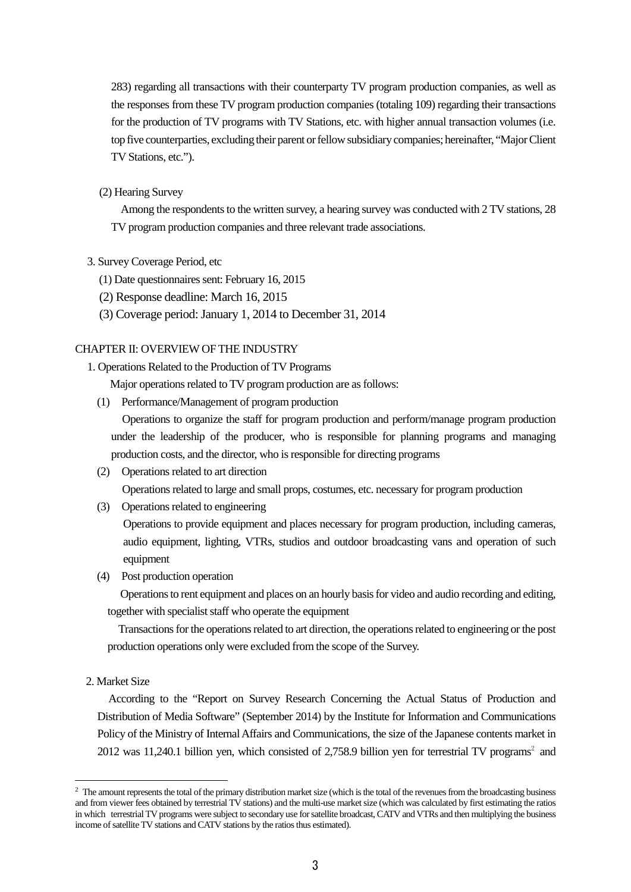283) regarding all transactions with their counterparty TV program production companies, as well as the responses from these TV program production companies (totaling 109) regarding their transactions for the production of TV programs with TV Stations, etc. with higher annual transaction volumes (i.e. top five counterparties, excluding their parent or fellow subsidiary companies; hereinafter, "Major Client TV Stations, etc.").

(2) Hearing Survey

Among the respondents to the written survey, a hearing survey was conducted with 2 TV stations, 28 TV program production companies and three relevant trade associations.

3. Survey Coverage Period, etc

(1) Date questionnaires sent: February 16, 2015

(2) Response deadline: March 16, 2015

(3) Coverage period: January 1, 2014 to December 31, 2014

## CHAPTER II: OVERVIEW OF THE INDUSTRY

1. Operations Related to the Production of TV Programs

Major operations related to TV program production are as follows:

(1) Performance/Management of program production

Operations to organize the staff for program production and perform/manage program production under the leadership of the producer, who is responsible for planning programs and managing production costs, and the director, who is responsible for directing programs

(2) Operations related to art direction

Operations related to large and small props, costumes, etc. necessary for program production

(3) Operations related to engineering

Operations to provide equipment and places necessary for program production, including cameras, audio equipment, lighting, VTRs, studios and outdoor broadcasting vans and operation of such equipment

(4) Post production operation

Operations to rent equipment and places on an hourly basis for video and audio recording and editing, together with specialist staff who operate the equipment

Transactions for the operations related to art direction, the operations related to engineering or the post production operations only were excluded from the scope of the Survey.

2. Market Size

According to the "Report on Survey Research Concerning the Actual Status of Production and Distribution of Media Software" (September 2014) by the Institute for Information and Communications Policy of the Ministry of Internal Affairs and Communications, the size of the Japanese contents market in 2012 was 11,240.1 billion yen, which consisted of 2,758.9 billion yen for terrestrial TV programs[2] and

---

[2] The amount represents the total of the primary distribution market size (which is the total of the revenues from the broadcasting business and from viewer fees obtained by terrestrial TV stations) and the multi-use market size (which was calculated by first estimating the ratios in which terrestrial TV programs were subject to secondary use for satellite broadcast, CATV and VTRs and then multiplying the business income of satellite TV stations and CATV stations by the ratios thus estimated).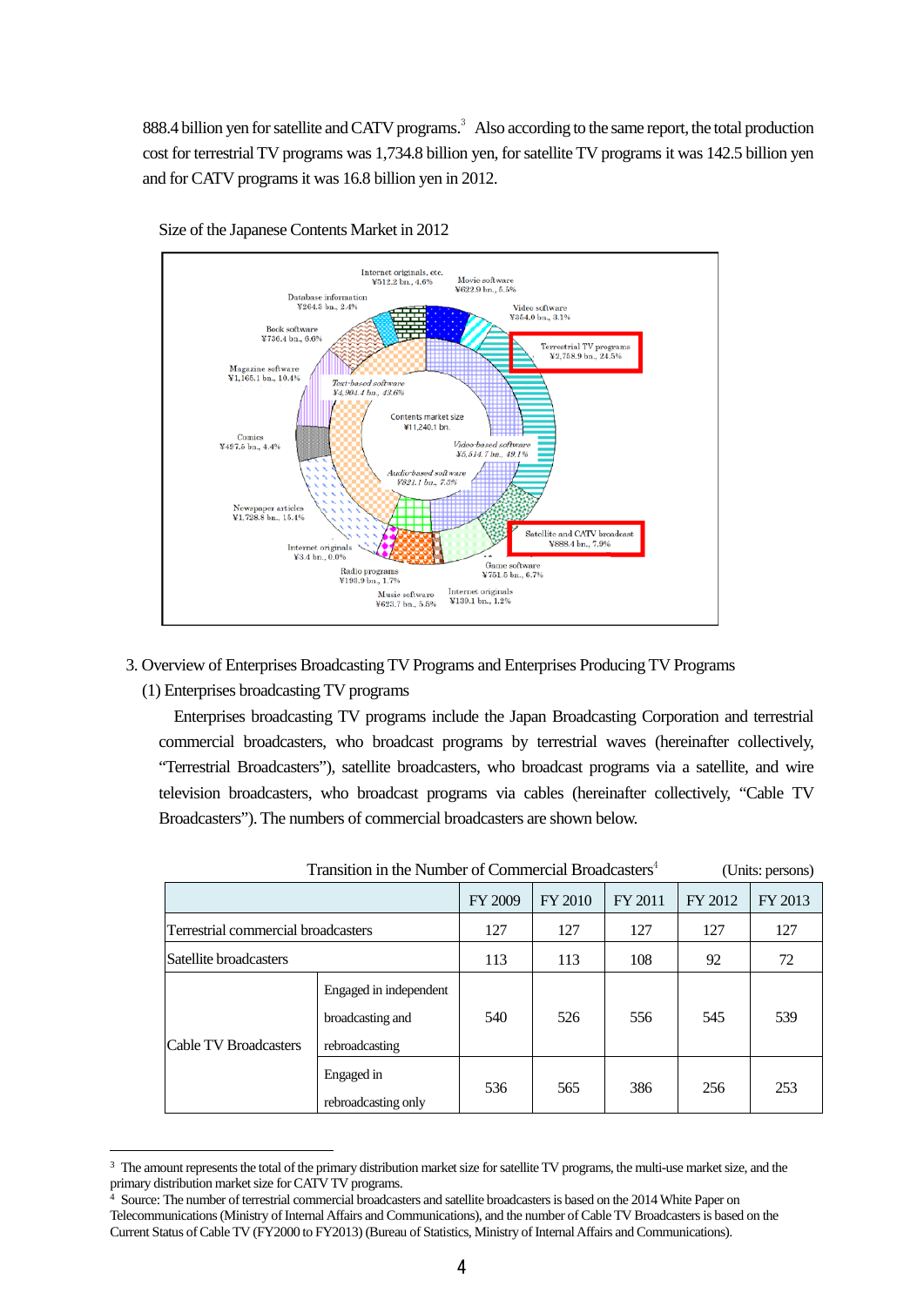888.4 billion yen for satellite and CATV programs.[3] Also according to the same report, the total production cost for terrestrial TV programs was 1,734.8 billion yen, for satellite TV programs it was 142.5 billion yen and for CATV programs it was 16.8 billion yen in 2012.

Size of the Japanese Contents Market in 2012

Internet originals, etc. ¥512.2 bn., 4.6%
Movie software ¥622.9 bn., 5.5%
Database information ¥264.3 bn., 2.4%
Video software ¥354.0 bn., 3.1%
Book software ¥736.4 bn., 6.6%
Terrestrial TV programs ¥2,758.9 bn., 24.5%
Magazine software ¥1,165.1 bn., 10.4%
Text-based software ¥4,904.4 bn., 43.6%
Contents market size ¥11,240.1 bn.
Comics ¥497.5 bn., 4.4%
Video-based software ¥5,514.7 bn., 49.1%
Audio-based software ¥821.1 bn., 7.3%
Newspaper articles ¥1,728.8 bn., 15.4%
Satellite and CATV broadcast ¥888.4 bn., 7.9%
Internet originals ¥3.4 bn., 0.0%
Game software ¥751.5 bn., 6.7%
Radio programs ¥193.9 bn., 1.7%
Music software ¥623.7 bn., 5.5%
Internet originals ¥139.1 bn., 1.2%

3. Overview of Enterprises Broadcasting TV Programs and Enterprises Producing TV Programs

(1) Enterprises broadcasting TV programs

Enterprises broadcasting TV programs include the Japan Broadcasting Corporation and terrestrial commercial broadcasters, who broadcast programs by terrestrial waves (hereinafter collectively, "Terrestrial Broadcasters"), satellite broadcasters, who broadcast programs via a satellite, and wire television broadcasters, who broadcast programs via cables (hereinafter collectively, "Cable TV Broadcasters"). The numbers of commercial broadcasters are shown below.

Transition in the Number of Commercial Broadcasters[4] (Units: persons)

| | | FY 2009 | FY 2010 | FY 2011 | FY 2012 | FY 2013 |
|---|---|---|---|---|---|---|
| Terrestrial commercial broadcasters | | 127 | 127 | 127 | 127 | 127 |
| Satellite broadcasters | | 113 | 113 | 108 | 92 | 72 |
| Cable TV Broadcasters | Engaged in independent broadcasting and rebroadcasting | 540 | 526 | 556 | 545 | 539 |
| | Engaged in rebroadcasting only | 536 | 565 | 386 | 256 | 253 |

[3] The amount represents the total of the primary distribution market size for satellite TV programs, the multi-use market size, and the primary distribution market size for CATV TV programs.

[4] Source: The number of terrestrial commercial broadcasters and satellite broadcasters is based on the 2014 White Paper on Telecommunications (Ministry of Internal Affairs and Communications), and the number of Cable TV Broadcasters is based on the Current Status of Cable TV (FY2000 to FY2013) (Bureau of Statistics, Ministry of Internal Affairs and Communications).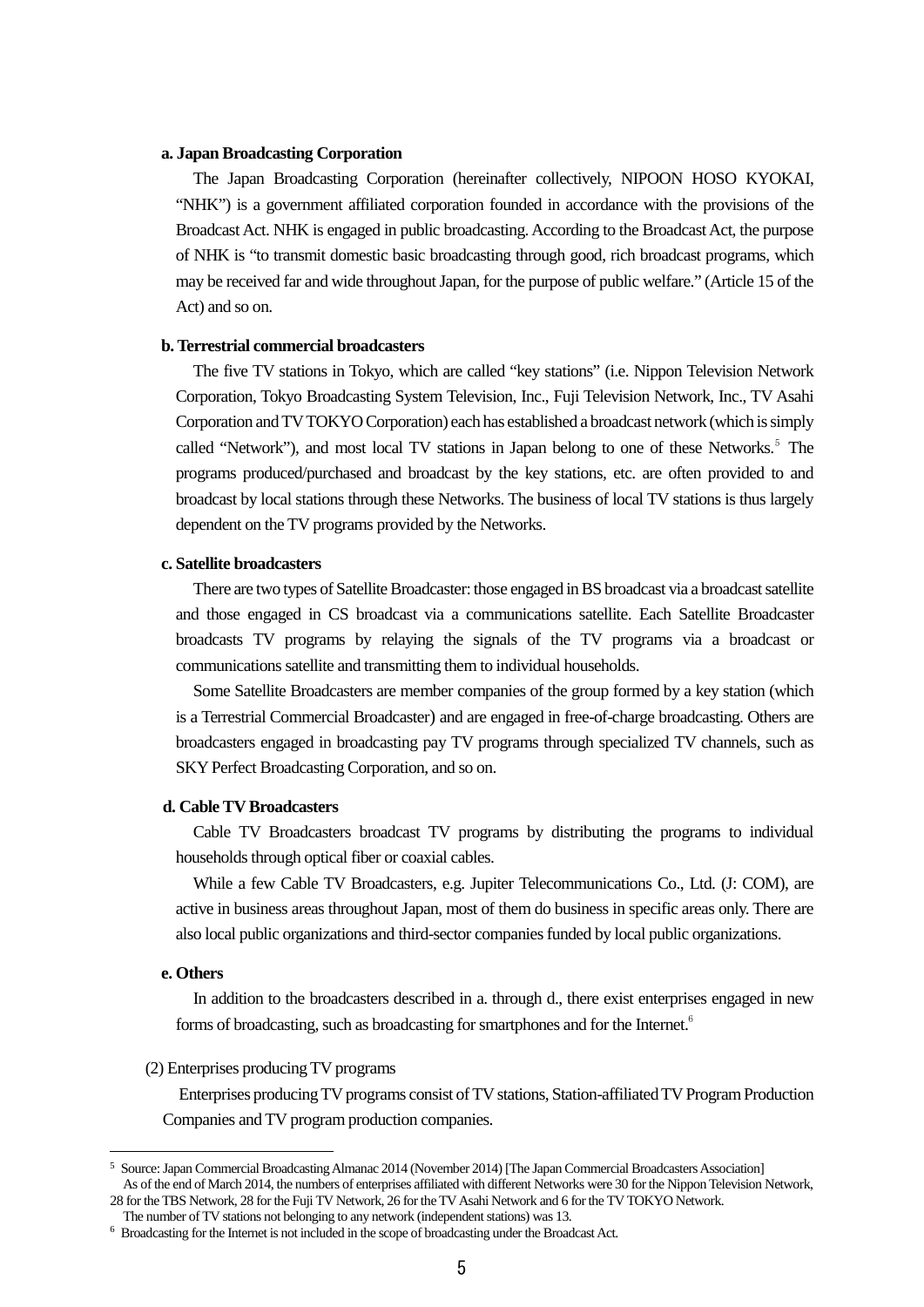**a. Japan Broadcasting Corporation**

The Japan Broadcasting Corporation (hereinafter collectively, NIPOON HOSO KYOKAI, "NHK") is a government affiliated corporation founded in accordance with the provisions of the Broadcast Act. NHK is engaged in public broadcasting. According to the Broadcast Act, the purpose of NHK is "to transmit domestic basic broadcasting through good, rich broadcast programs, which may be received far and wide throughout Japan, for the purpose of public welfare." (Article 15 of the Act) and so on.

**b. Terrestrial commercial broadcasters**

The five TV stations in Tokyo, which are called "key stations" (i.e. Nippon Television Network Corporation, Tokyo Broadcasting System Television, Inc., Fuji Television Network, Inc., TV Asahi Corporation and TV TOKYO Corporation) each has established a broadcast network (which is simply called "Network"), and most local TV stations in Japan belong to one of these Networks.[5] The programs produced/purchased and broadcast by the key stations, etc. are often provided to and broadcast by local stations through these Networks. The business of local TV stations is thus largely dependent on the TV programs provided by the Networks.

**c. Satellite broadcasters**

There are two types of Satellite Broadcaster: those engaged in BS broadcast via a broadcast satellite and those engaged in CS broadcast via a communications satellite. Each Satellite Broadcaster broadcasts TV programs by relaying the signals of the TV programs via a broadcast or communications satellite and transmitting them to individual households.

Some Satellite Broadcasters are member companies of the group formed by a key station (which is a Terrestrial Commercial Broadcaster) and are engaged in free-of-charge broadcasting. Others are broadcasters engaged in broadcasting pay TV programs through specialized TV channels, such as SKY Perfect Broadcasting Corporation, and so on.

**d. Cable TV Broadcasters**

Cable TV Broadcasters broadcast TV programs by distributing the programs to individual households through optical fiber or coaxial cables.

While a few Cable TV Broadcasters, e.g. Jupiter Telecommunications Co., Ltd. (J: COM), are active in business areas throughout Japan, most of them do business in specific areas only. There are also local public organizations and third-sector companies funded by local public organizations.

**e. Others**

In addition to the broadcasters described in a. through d., there exist enterprises engaged in new forms of broadcasting, such as broadcasting for smartphones and for the Internet.[6]

(2) Enterprises producing TV programs

Enterprises producing TV programs consist of TV stations, Station-affiliated TV Program Production Companies and TV program production companies.

---

[5] Source: Japan Commercial Broadcasting Almanac 2014 (November 2014) [The Japan Commercial Broadcasters Association]
As of the end of March 2014, the numbers of enterprises affiliated with different Networks were 30 for the Nippon Television Network, 28 for the TBS Network, 28 for the Fuji TV Network, 26 for the TV Asahi Network and 6 for the TV TOKYO Network.
The number of TV stations not belonging to any network (independent stations) was 13.

[6] Broadcasting for the Internet is not included in the scope of broadcasting under the Broadcast Act.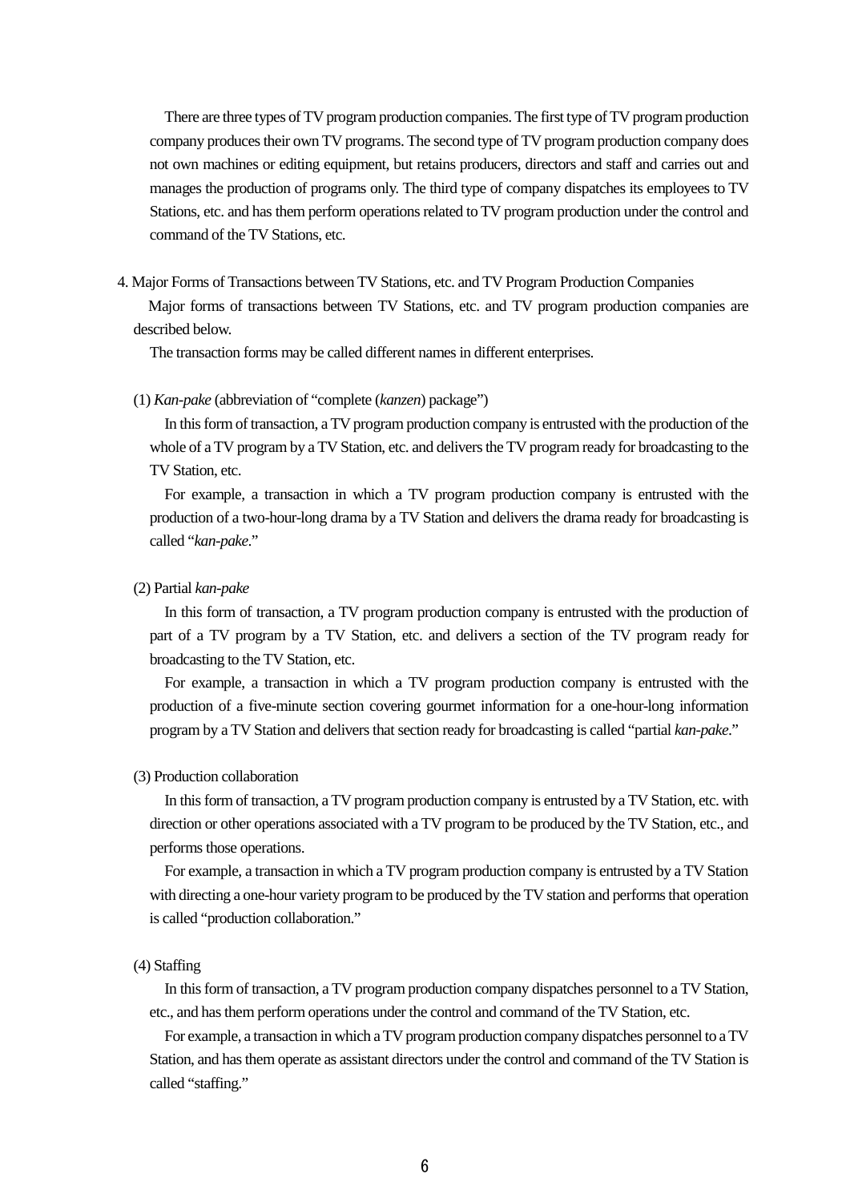There are three types of TV program production companies. The first type of TV program production company produces their own TV programs. The second type of TV program production company does not own machines or editing equipment, but retains producers, directors and staff and carries out and manages the production of programs only. The third type of company dispatches its employees to TV Stations, etc. and has them perform operations related to TV program production under the control and command of the TV Stations, etc.

## 4. Major Forms of Transactions between TV Stations, etc. and TV Program Production Companies

Major forms of transactions between TV Stations, etc. and TV program production companies are described below.

The transaction forms may be called different names in different enterprises.

### (1) *Kan-pake* (abbreviation of "complete (*kanzen*) package")

In this form of transaction, a TV program production company is entrusted with the production of the whole of a TV program by a TV Station, etc. and delivers the TV program ready for broadcasting to the TV Station, etc.

For example, a transaction in which a TV program production company is entrusted with the production of a two-hour-long drama by a TV Station and delivers the drama ready for broadcasting is called "*kan-pake*."

### (2) Partial *kan-pake*

In this form of transaction, a TV program production company is entrusted with the production of part of a TV program by a TV Station, etc. and delivers a section of the TV program ready for broadcasting to the TV Station, etc.

For example, a transaction in which a TV program production company is entrusted with the production of a five-minute section covering gourmet information for a one-hour-long information program by a TV Station and delivers that section ready for broadcasting is called "partial *kan-pake*."

### (3) Production collaboration

In this form of transaction, a TV program production company is entrusted by a TV Station, etc. with direction or other operations associated with a TV program to be produced by the TV Station, etc., and performs those operations.

For example, a transaction in which a TV program production company is entrusted by a TV Station with directing a one-hour variety program to be produced by the TV station and performs that operation is called "production collaboration."

### (4) Staffing

In this form of transaction, a TV program production company dispatches personnel to a TV Station, etc., and has them perform operations under the control and command of the TV Station, etc.

For example, a transaction in which a TV program production company dispatches personnel to a TV Station, and has them operate as assistant directors under the control and command of the TV Station is called "staffing."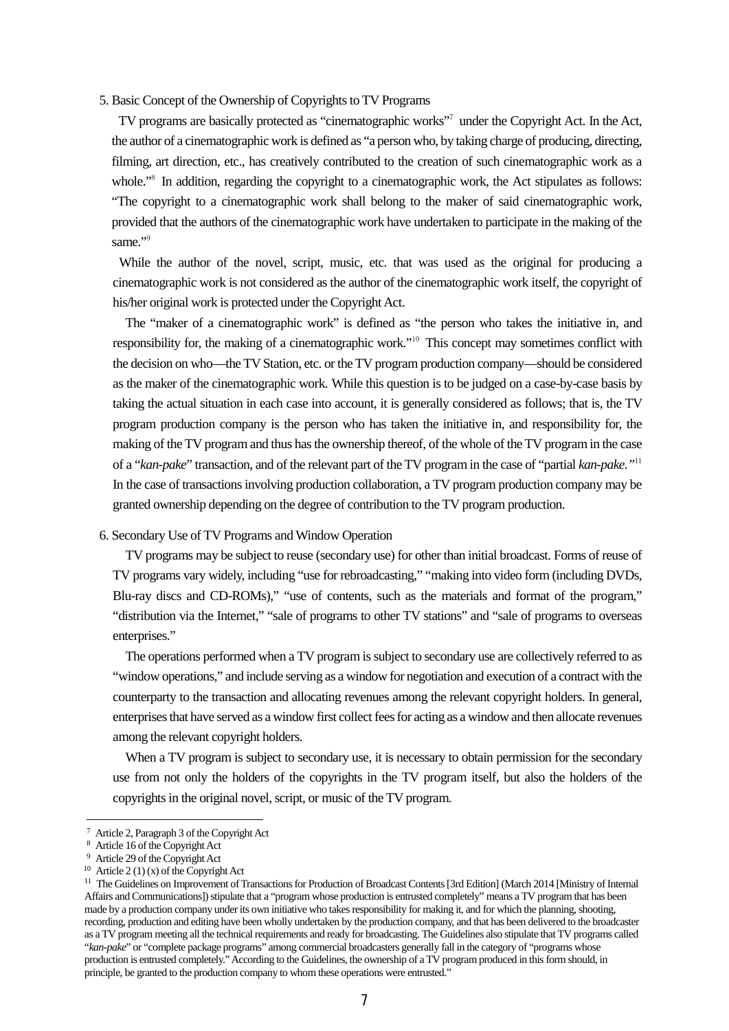## 5. Basic Concept of the Ownership of Copyrights to TV Programs

TV programs are basically protected as "cinematographic works"[7] under the Copyright Act. In the Act, the author of a cinematographic work is defined as "a person who, by taking charge of producing, directing, filming, art direction, etc., has creatively contributed to the creation of such cinematographic work as a whole."[8] In addition, regarding the copyright to a cinematographic work, the Act stipulates as follows: "The copyright to a cinematographic work shall belong to the maker of said cinematographic work, provided that the authors of the cinematographic work have undertaken to participate in the making of the same."[9]

While the author of the novel, script, music, etc. that was used as the original for producing a cinematographic work is not considered as the author of the cinematographic work itself, the copyright of his/her original work is protected under the Copyright Act.

The "maker of a cinematographic work" is defined as "the person who takes the initiative in, and responsibility for, the making of a cinematographic work."[10] This concept may sometimes conflict with the decision on who—the TV Station, etc. or the TV program production company—should be considered as the maker of the cinematographic work. While this question is to be judged on a case-by-case basis by taking the actual situation in each case into account, it is generally considered as follows; that is, the TV program production company is the person who has taken the initiative in, and responsibility for, the making of the TV program and thus has the ownership thereof, of the whole of the TV program in the case of a "*kan-pake*" transaction, and of the relevant part of the TV program in the case of "partial *kan-pake.*"[11] In the case of transactions involving production collaboration, a TV program production company may be granted ownership depending on the degree of contribution to the TV program production.

## 6. Secondary Use of TV Programs and Window Operation

TV programs may be subject to reuse (secondary use) for other than initial broadcast. Forms of reuse of TV programs vary widely, including "use for rebroadcasting," "making into video form (including DVDs, Blu-ray discs and CD-ROMs)," "use of contents, such as the materials and format of the program," "distribution via the Internet," "sale of programs to other TV stations" and "sale of programs to overseas enterprises."

The operations performed when a TV program is subject to secondary use are collectively referred to as "window operations," and include serving as a window for negotiation and execution of a contract with the counterparty to the transaction and allocating revenues among the relevant copyright holders. In general, enterprises that have served as a window first collect fees for acting as a window and then allocate revenues among the relevant copyright holders.

When a TV program is subject to secondary use, it is necessary to obtain permission for the secondary use from not only the holders of the copyrights in the TV program itself, but also the holders of the copyrights in the original novel, script, or music of the TV program.

---

[7] Article 2, Paragraph 3 of the Copyright Act

[8] Article 16 of the Copyright Act

[9] Article 29 of the Copyright Act

[10] Article 2 (1) (x) of the Copyright Act

[11] The Guidelines on Improvement of Transactions for Production of Broadcast Contents [3rd Edition] (March 2014 [Ministry of Internal Affairs and Communications]) stipulate that a "program whose production is entrusted completely" means a TV program that has been made by a production company under its own initiative who takes responsibility for making it, and for which the planning, shooting, recording, production and editing have been wholly undertaken by the production company, and that has been delivered to the broadcaster as a TV program meeting all the technical requirements and ready for broadcasting. The Guidelines also stipulate that TV programs called "*kan-pake*" or "complete package programs" among commercial broadcasters generally fall in the category of "programs whose production is entrusted completely." According to the Guidelines, the ownership of a TV program produced in this form should, in principle, be granted to the production company to whom these operations were entrusted."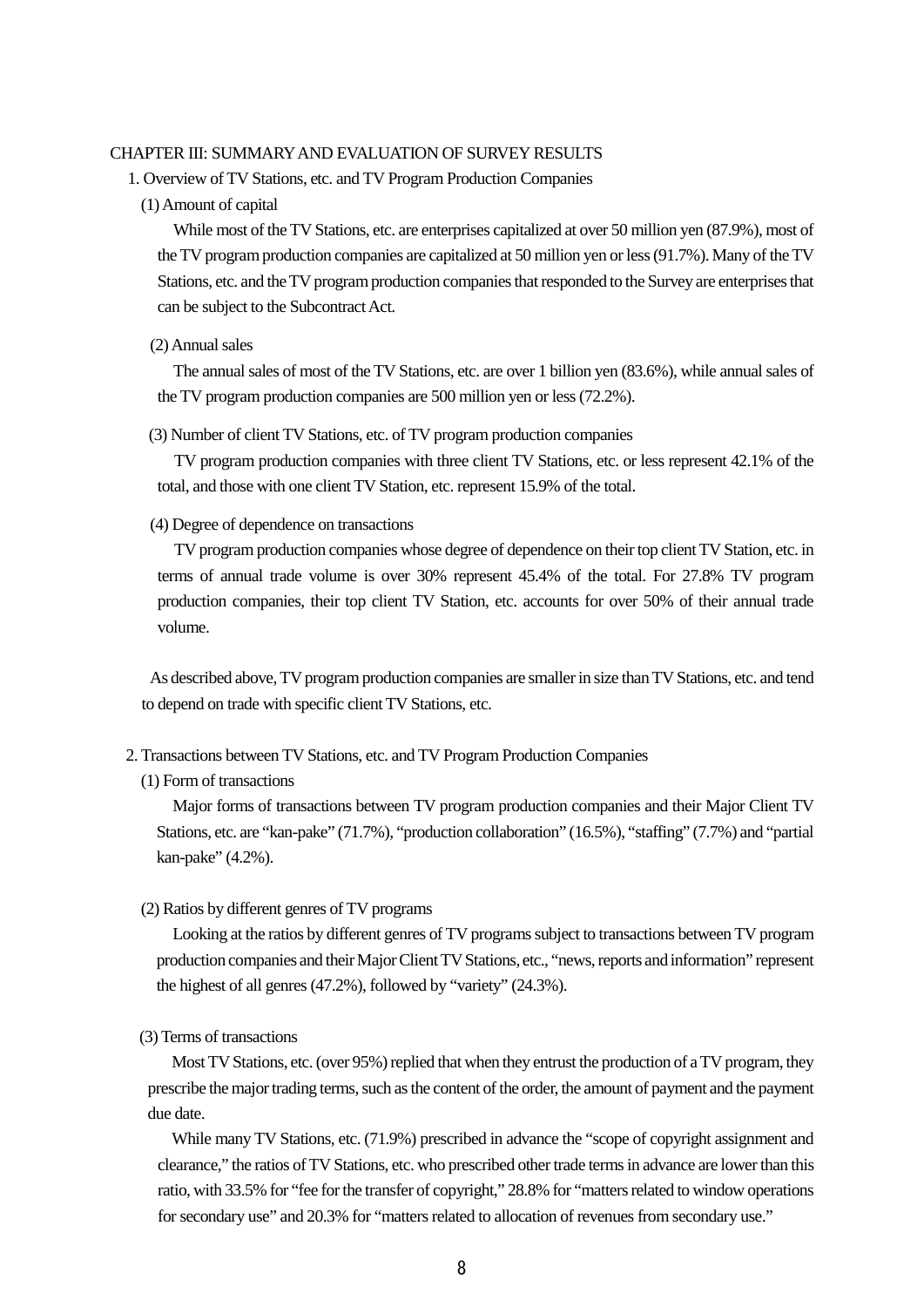# CHAPTER III: SUMMARY AND EVALUATION OF SURVEY RESULTS

## 1. Overview of TV Stations, etc. and TV Program Production Companies

### (1) Amount of capital

While most of the TV Stations, etc. are enterprises capitalized at over 50 million yen (87.9%), most of the TV program production companies are capitalized at 50 million yen or less (91.7%). Many of the TV Stations, etc. and the TV program production companies that responded to the Survey are enterprises that can be subject to the Subcontract Act.

### (2) Annual sales

The annual sales of most of the TV Stations, etc. are over 1 billion yen (83.6%), while annual sales of the TV program production companies are 500 million yen or less (72.2%).

### (3) Number of client TV Stations, etc. of TV program production companies

TV program production companies with three client TV Stations, etc. or less represent 42.1% of the total, and those with one client TV Station, etc. represent 15.9% of the total.

### (4) Degree of dependence on transactions

TV program production companies whose degree of dependence on their top client TV Station, etc. in terms of annual trade volume is over 30% represent 45.4% of the total. For 27.8% TV program production companies, their top client TV Station, etc. accounts for over 50% of their annual trade volume.

As described above, TV program production companies are smaller in size than TV Stations, etc. and tend to depend on trade with specific client TV Stations, etc.

## 2. Transactions between TV Stations, etc. and TV Program Production Companies

### (1) Form of transactions

Major forms of transactions between TV program production companies and their Major Client TV Stations, etc. are "kan-pake" (71.7%), "production collaboration" (16.5%), "staffing" (7.7%) and "partial kan-pake" (4.2%).

### (2) Ratios by different genres of TV programs

Looking at the ratios by different genres of TV programs subject to transactions between TV program production companies and their Major Client TV Stations, etc., "news, reports and information" represent the highest of all genres (47.2%), followed by "variety" (24.3%).

### (3) Terms of transactions

Most TV Stations, etc. (over 95%) replied that when they entrust the production of a TV program, they prescribe the major trading terms, such as the content of the order, the amount of payment and the payment due date.

While many TV Stations, etc. (71.9%) prescribed in advance the "scope of copyright assignment and clearance," the ratios of TV Stations, etc. who prescribed other trade terms in advance are lower than this ratio, with 33.5% for "fee for the transfer of copyright," 28.8% for "matters related to window operations for secondary use" and 20.3% for "matters related to allocation of revenues from secondary use."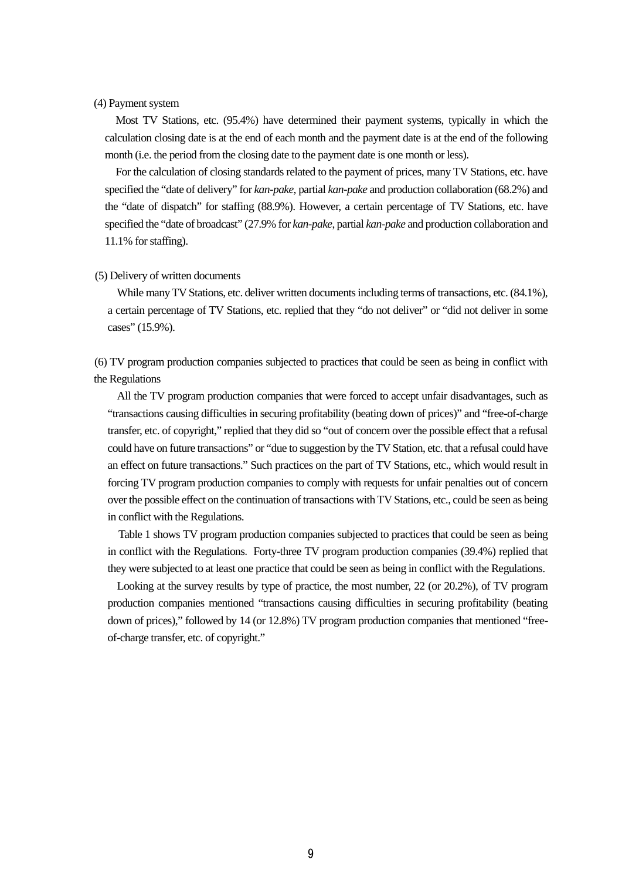### (4) Payment system

Most TV Stations, etc. (95.4%) have determined their payment systems, typically in which the calculation closing date is at the end of each month and the payment date is at the end of the following month (i.e. the period from the closing date to the payment date is one month or less).

For the calculation of closing standards related to the payment of prices, many TV Stations, etc. have specified the "date of delivery" for *kan-pake*, partial *kan-pake* and production collaboration (68.2%) and the "date of dispatch" for staffing (88.9%). However, a certain percentage of TV Stations, etc. have specified the "date of broadcast" (27.9% for *kan-pake*, partial *kan-pake* and production collaboration and 11.1% for staffing).

### (5) Delivery of written documents

While many TV Stations, etc. deliver written documents including terms of transactions, etc. (84.1%), a certain percentage of TV Stations, etc. replied that they "do not deliver" or "did not deliver in some cases" (15.9%).

### (6) TV program production companies subjected to practices that could be seen as being in conflict with the Regulations

All the TV program production companies that were forced to accept unfair disadvantages, such as "transactions causing difficulties in securing profitability (beating down of prices)" and "free-of-charge transfer, etc. of copyright," replied that they did so "out of concern over the possible effect that a refusal could have on future transactions" or "due to suggestion by the TV Station, etc. that a refusal could have an effect on future transactions." Such practices on the part of TV Stations, etc., which would result in forcing TV program production companies to comply with requests for unfair penalties out of concern over the possible effect on the continuation of transactions with TV Stations, etc., could be seen as being in conflict with the Regulations.

Table 1 shows TV program production companies subjected to practices that could be seen as being in conflict with the Regulations. Forty-three TV program production companies (39.4%) replied that they were subjected to at least one practice that could be seen as being in conflict with the Regulations.

Looking at the survey results by type of practice, the most number, 22 (or 20.2%), of TV program production companies mentioned "transactions causing difficulties in securing profitability (beating down of prices)," followed by 14 (or 12.8%) TV program production companies that mentioned "free-of-charge transfer, etc. of copyright."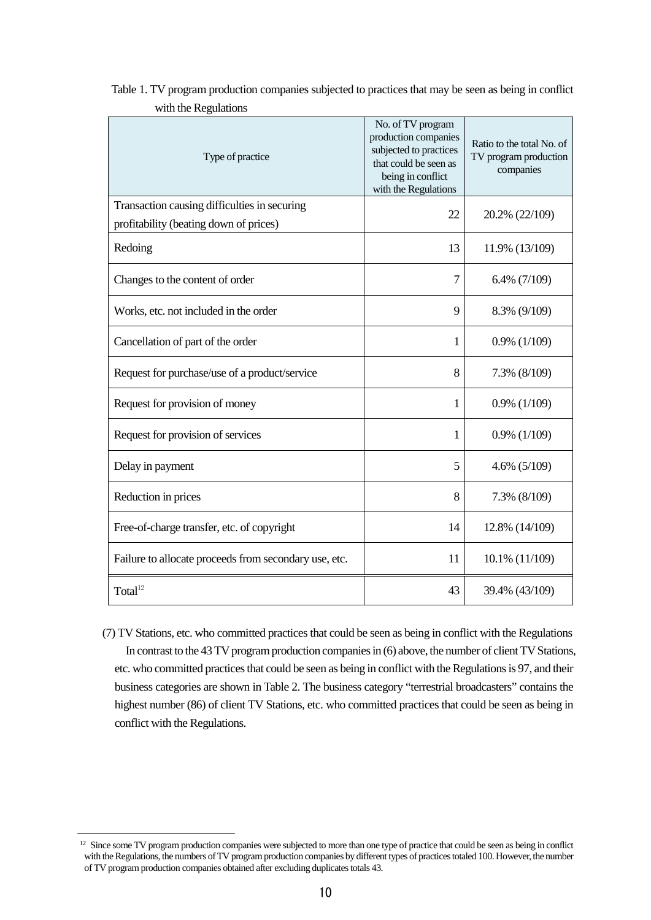Table 1. TV program production companies subjected to practices that may be seen as being in conflict with the Regulations

| Type of practice | No. of TV program production companies subjected to practices that could be seen as being in conflict with the Regulations | Ratio to the total No. of TV program production companies |
|---|---|---|
| Transaction causing difficulties in securing profitability (beating down of prices) | 22 | 20.2% (22/109) |
| Redoing | 13 | 11.9% (13/109) |
| Changes to the content of order | 7 | 6.4% (7/109) |
| Works, etc. not included in the order | 9 | 8.3% (9/109) |
| Cancellation of part of the order | 1 | 0.9% (1/109) |
| Request for purchase/use of a product/service | 8 | 7.3% (8/109) |
| Request for provision of money | 1 | 0.9% (1/109) |
| Request for provision of services | 1 | 0.9% (1/109) |
| Delay in payment | 5 | 4.6% (5/109) |
| Reduction in prices | 8 | 7.3% (8/109) |
| Free-of-charge transfer, etc. of copyright | 14 | 12.8% (14/109) |
| Failure to allocate proceeds from secondary use, etc. | 11 | 10.1% (11/109) |
| Total[12] | 43 | 39.4% (43/109) |

(7) TV Stations, etc. who committed practices that could be seen as being in conflict with the Regulations

In contrast to the 43 TV program production companies in (6) above, the number of client TV Stations, etc. who committed practices that could be seen as being in conflict with the Regulations is 97, and their business categories are shown in Table 2. The business category "terrestrial broadcasters" contains the highest number (86) of client TV Stations, etc. who committed practices that could be seen as being in conflict with the Regulations.

[12] Since some TV program production companies were subjected to more than one type of practice that could be seen as being in conflict with the Regulations, the numbers of TV program production companies by different types of practices totaled 100. However, the number of TV program production companies obtained after excluding duplicates totals 43.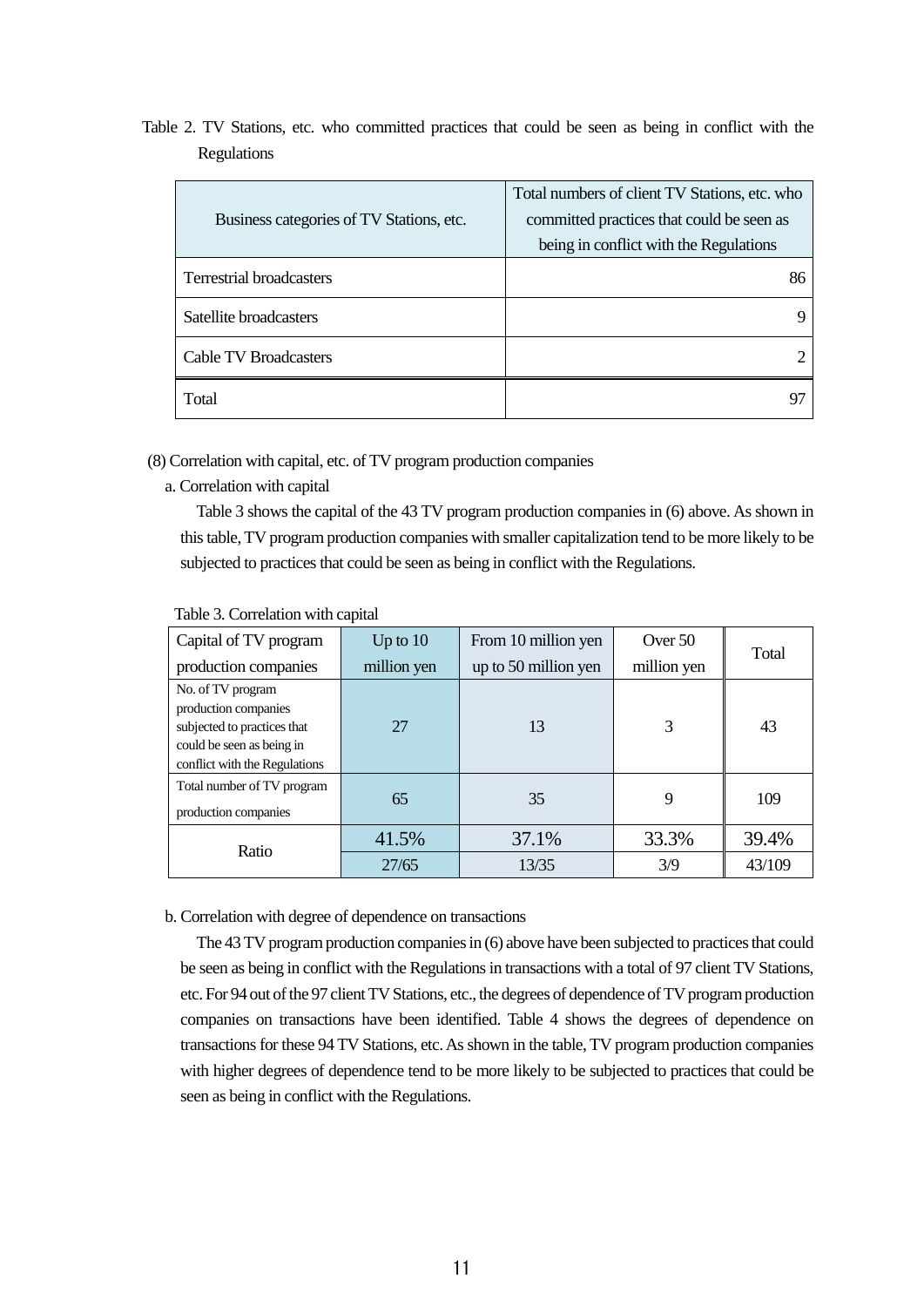Table 2. TV Stations, etc. who committed practices that could be seen as being in conflict with the Regulations

| Business categories of TV Stations, etc. | Total numbers of client TV Stations, etc. who committed practices that could be seen as being in conflict with the Regulations |
|---|---|
| Terrestrial broadcasters | 86 |
| Satellite broadcasters | 9 |
| Cable TV Broadcasters | 2 |
| Total | 97 |

(8) Correlation with capital, etc. of TV program production companies

a. Correlation with capital

Table 3 shows the capital of the 43 TV program production companies in (6) above. As shown in this table, TV program production companies with smaller capitalization tend to be more likely to be subjected to practices that could be seen as being in conflict with the Regulations.

Table 3. Correlation with capital

| Capital of TV program production companies | Up to 10 million yen | From 10 million yen up to 50 million yen | Over 50 million yen | Total |
|---|---|---|---|---|
| No. of TV program production companies subjected to practices that could be seen as being in conflict with the Regulations | 27 | 13 | 3 | 43 |
| Total number of TV program production companies | 65 | 35 | 9 | 109 |
| Ratio | 41.5% | 37.1% | 33.3% | 39.4% |
| | 27/65 | 13/35 | 3/9 | 43/109 |

b. Correlation with degree of dependence on transactions

The 43 TV program production companies in (6) above have been subjected to practices that could be seen as being in conflict with the Regulations in transactions with a total of 97 client TV Stations, etc. For 94 out of the 97 client TV Stations, etc., the degrees of dependence of TV program production companies on transactions have been identified. Table 4 shows the degrees of dependence on transactions for these 94 TV Stations, etc. As shown in the table, TV program production companies with higher degrees of dependence tend to be more likely to be subjected to practices that could be seen as being in conflict with the Regulations.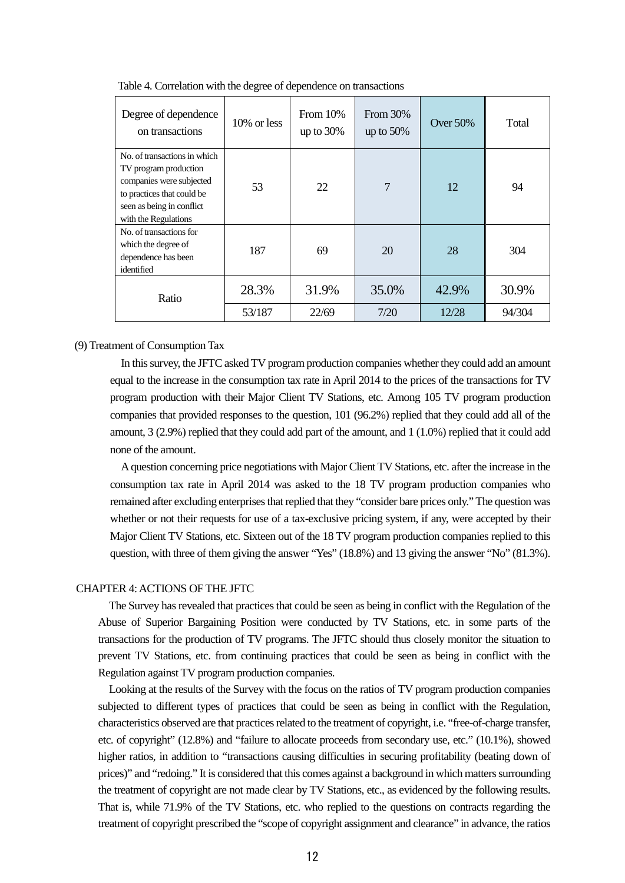Table 4. Correlation with the degree of dependence on transactions

| Degree of dependence on transactions | 10% or less | From 10% up to 30% | From 30% up to 50% | Over 50% | Total |
|---|---|---|---|---|---|
| No. of transactions in which TV program production companies were subjected to practices that could be seen as being in conflict with the Regulations | 53 | 22 | 7 | 12 | 94 |
| No. of transactions for which the degree of dependence has been identified | 187 | 69 | 20 | 28 | 304 |
| Ratio | 28.3% | 31.9% | 35.0% | 42.9% | 30.9% |
| | 53/187 | 22/69 | 7/20 | 12/28 | 94/304 |

(9) Treatment of Consumption Tax

In this survey, the JFTC asked TV program production companies whether they could add an amount equal to the increase in the consumption tax rate in April 2014 to the prices of the transactions for TV program production with their Major Client TV Stations, etc. Among 105 TV program production companies that provided responses to the question, 101 (96.2%) replied that they could add all of the amount, 3 (2.9%) replied that they could add part of the amount, and 1 (1.0%) replied that it could add none of the amount.

A question concerning price negotiations with Major Client TV Stations, etc. after the increase in the consumption tax rate in April 2014 was asked to the 18 TV program production companies who remained after excluding enterprises that replied that they "consider bare prices only." The question was whether or not their requests for use of a tax-exclusive pricing system, if any, were accepted by their Major Client TV Stations, etc. Sixteen out of the 18 TV program production companies replied to this question, with three of them giving the answer "Yes" (18.8%) and 13 giving the answer "No" (81.3%).

## CHAPTER 4: ACTIONS OF THE JFTC

The Survey has revealed that practices that could be seen as being in conflict with the Regulation of the Abuse of Superior Bargaining Position were conducted by TV Stations, etc. in some parts of the transactions for the production of TV programs. The JFTC should thus closely monitor the situation to prevent TV Stations, etc. from continuing practices that could be seen as being in conflict with the Regulation against TV program production companies.

Looking at the results of the Survey with the focus on the ratios of TV program production companies subjected to different types of practices that could be seen as being in conflict with the Regulation, characteristics observed are that practices related to the treatment of copyright, i.e. "free-of-charge transfer, etc. of copyright" (12.8%) and "failure to allocate proceeds from secondary use, etc." (10.1%), showed higher ratios, in addition to "transactions causing difficulties in securing profitability (beating down of prices)" and "redoing." It is considered that this comes against a background in which matters surrounding the treatment of copyright are not made clear by TV Stations, etc., as evidenced by the following results. That is, while 71.9% of the TV Stations, etc. who replied to the questions on contracts regarding the treatment of copyright prescribed the "scope of copyright assignment and clearance" in advance, the ratios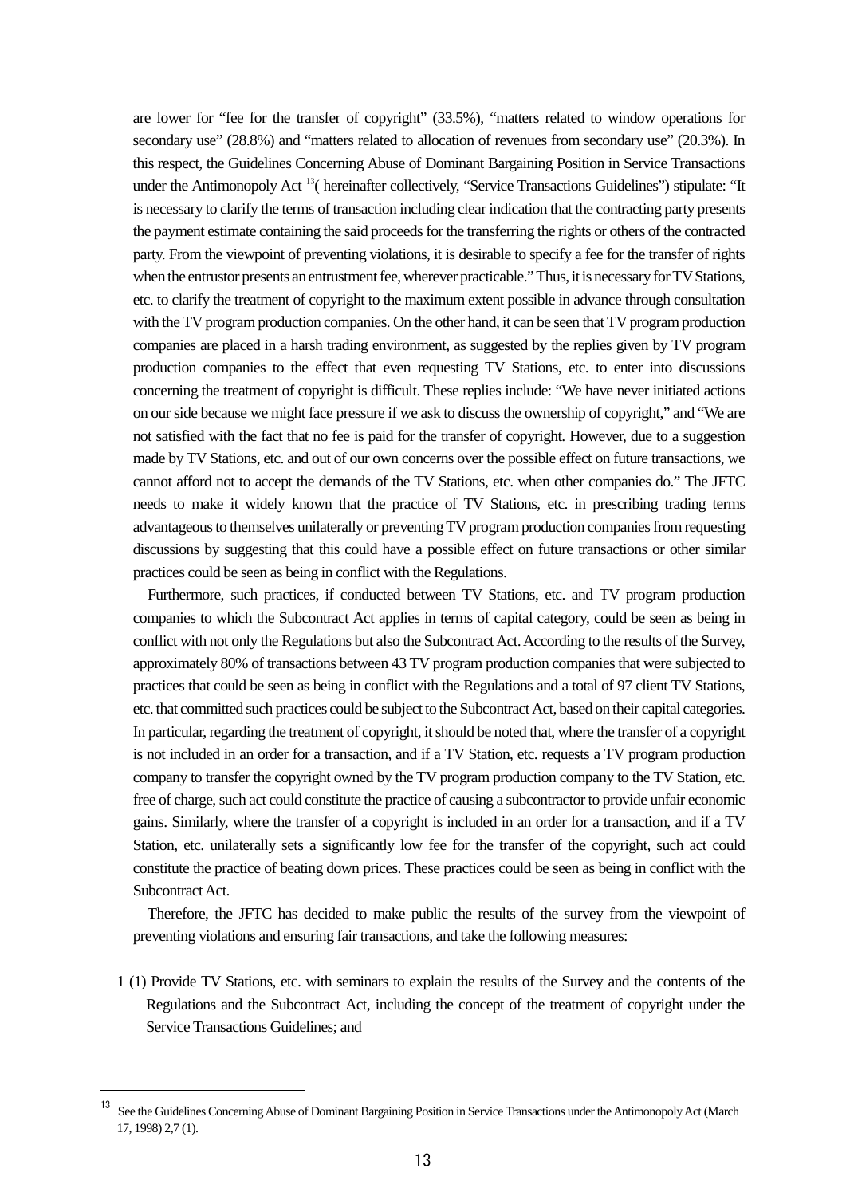are lower for "fee for the transfer of copyright" (33.5%), "matters related to window operations for secondary use" (28.8%) and "matters related to allocation of revenues from secondary use" (20.3%). In this respect, the Guidelines Concerning Abuse of Dominant Bargaining Position in Service Transactions under the Antimonopoly Act [13]( hereinafter collectively, "Service Transactions Guidelines") stipulate: "It is necessary to clarify the terms of transaction including clear indication that the contracting party presents the payment estimate containing the said proceeds for the transferring the rights or others of the contracted party. From the viewpoint of preventing violations, it is desirable to specify a fee for the transfer of rights when the entrustor presents an entrustment fee, wherever practicable." Thus, it is necessary for TV Stations, etc. to clarify the treatment of copyright to the maximum extent possible in advance through consultation with the TV program production companies. On the other hand, it can be seen that TV program production companies are placed in a harsh trading environment, as suggested by the replies given by TV program production companies to the effect that even requesting TV Stations, etc. to enter into discussions concerning the treatment of copyright is difficult. These replies include: "We have never initiated actions on our side because we might face pressure if we ask to discuss the ownership of copyright," and "We are not satisfied with the fact that no fee is paid for the transfer of copyright. However, due to a suggestion made by TV Stations, etc. and out of our own concerns over the possible effect on future transactions, we cannot afford not to accept the demands of the TV Stations, etc. when other companies do." The JFTC needs to make it widely known that the practice of TV Stations, etc. in prescribing trading terms advantageous to themselves unilaterally or preventing TV program production companies from requesting discussions by suggesting that this could have a possible effect on future transactions or other similar practices could be seen as being in conflict with the Regulations.

Furthermore, such practices, if conducted between TV Stations, etc. and TV program production companies to which the Subcontract Act applies in terms of capital category, could be seen as being in conflict with not only the Regulations but also the Subcontract Act. According to the results of the Survey, approximately 80% of transactions between 43 TV program production companies that were subjected to practices that could be seen as being in conflict with the Regulations and a total of 97 client TV Stations, etc. that committed such practices could be subject to the Subcontract Act, based on their capital categories. In particular, regarding the treatment of copyright, it should be noted that, where the transfer of a copyright is not included in an order for a transaction, and if a TV Station, etc. requests a TV program production company to transfer the copyright owned by the TV program production company to the TV Station, etc. free of charge, such act could constitute the practice of causing a subcontractor to provide unfair economic gains. Similarly, where the transfer of a copyright is included in an order for a transaction, and if a TV Station, etc. unilaterally sets a significantly low fee for the transfer of the copyright, such act could constitute the practice of beating down prices. These practices could be seen as being in conflict with the Subcontract Act.

Therefore, the JFTC has decided to make public the results of the survey from the viewpoint of preventing violations and ensuring fair transactions, and take the following measures:

1 (1) Provide TV Stations, etc. with seminars to explain the results of the Survey and the contents of the Regulations and the Subcontract Act, including the concept of the treatment of copyright under the Service Transactions Guidelines; and

[13] See the Guidelines Concerning Abuse of Dominant Bargaining Position in Service Transactions under the Antimonopoly Act (March 17, 1998) 2,7 (1).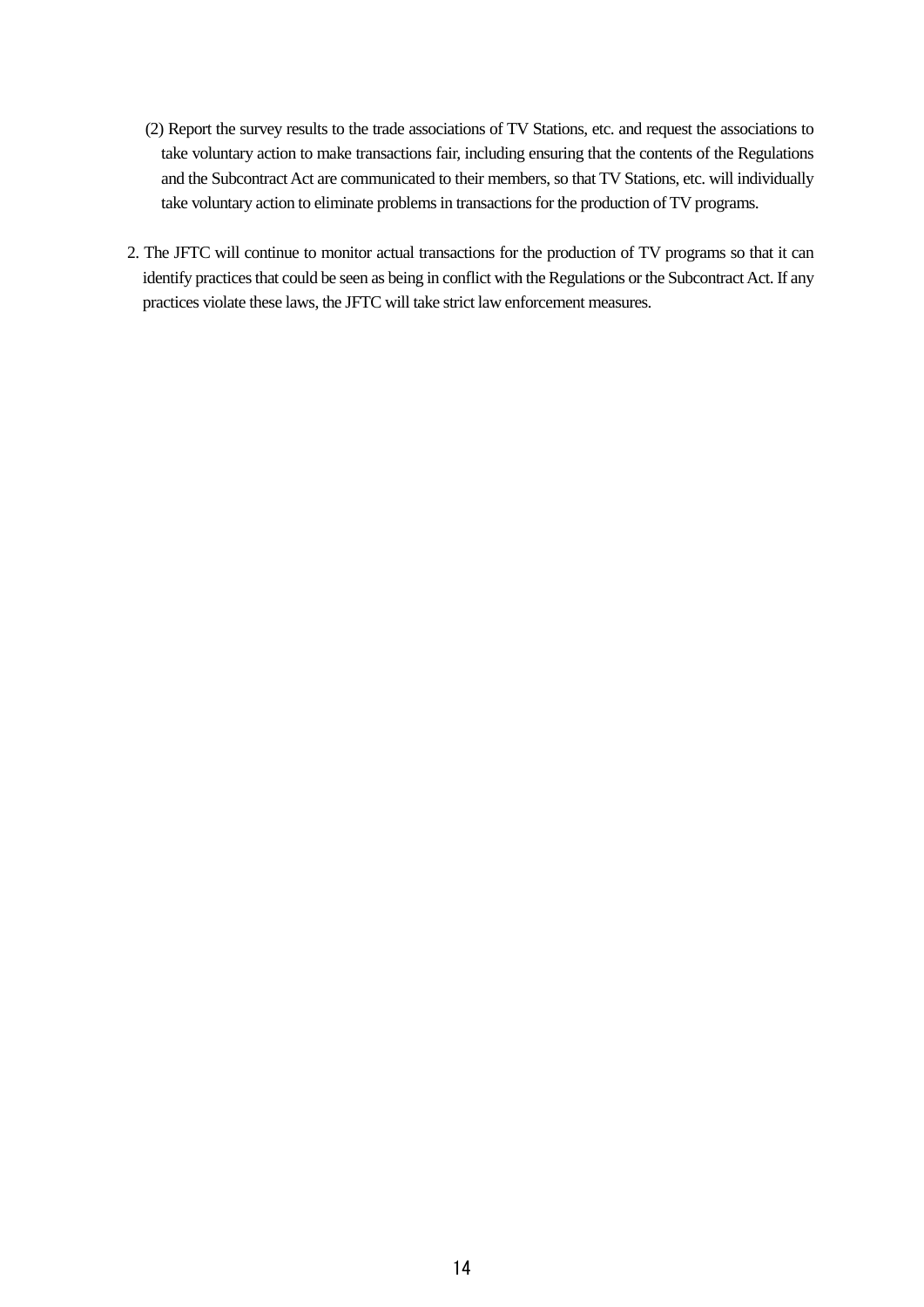(2) Report the survey results to the trade associations of TV Stations, etc. and request the associations to take voluntary action to make transactions fair, including ensuring that the contents of the Regulations and the Subcontract Act are communicated to their members, so that TV Stations, etc. will individually take voluntary action to eliminate problems in transactions for the production of TV programs.

2. The JFTC will continue to monitor actual transactions for the production of TV programs so that it can identify practices that could be seen as being in conflict with the Regulations or the Subcontract Act. If any practices violate these laws, the JFTC will take strict law enforcement measures.